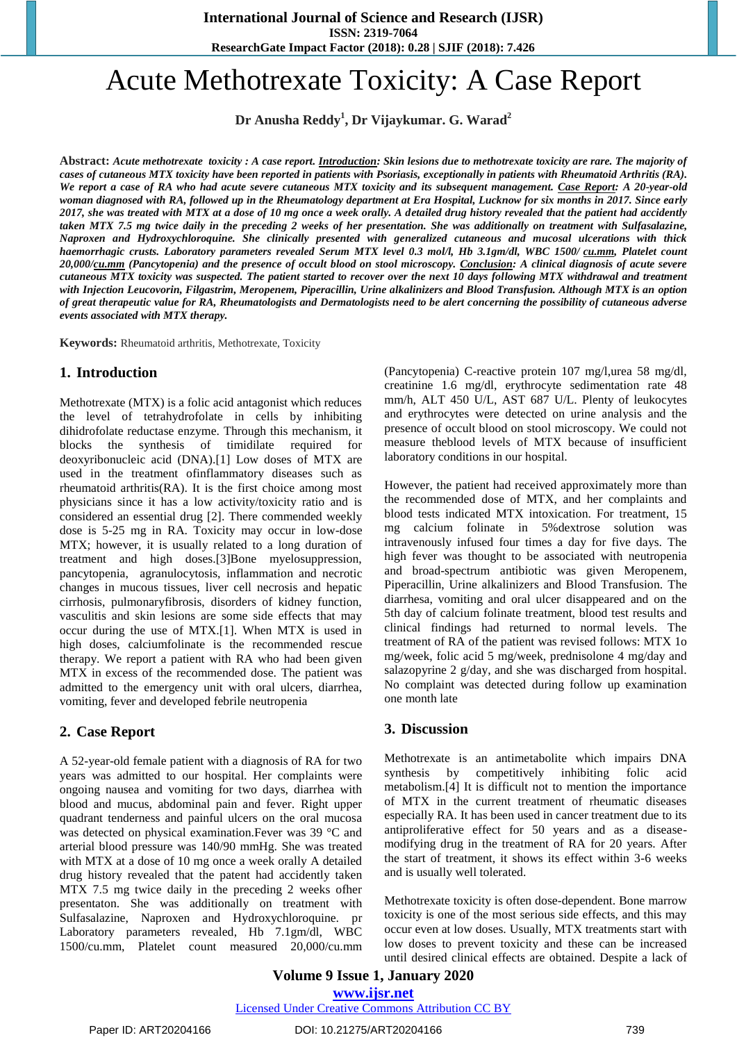# Acute Methotrexate Toxicity: A Case Report

**Dr Anusha Reddy[1], Dr Vijaykumar. G. Warad[2]**

**Abstract:** ***Acute methotrexate toxicity : A case report. Introduction: Skin lesions due to methotrexate toxicity are rare. The majority of cases of cutaneous MTX toxicity have been reported in patients with Psoriasis, exceptionally in patients with Rheumatoid Arthritis (RA). We report a case of RA who had acute severe cutaneous MTX toxicity and its subsequent management. Case Report: A 20-year-old woman diagnosed with RA, followed up in the Rheumatology department at Era Hospital, Lucknow for six months in 2017. Since early 2017, she was treated with MTX at a dose of 10 mg once a week orally. A detailed drug history revealed that the patient had accidently taken MTX 7.5 mg twice daily in the preceding 2 weeks of her presentation. She was additionally on treatment with Sulfasalazine, Naproxen and Hydroxychloroquine. She clinically presented with generalized cutaneous and mucosal ulcerations with thick haemorrhagic crusts. Laboratory parameters revealed Serum MTX level 0.3 mol/l, Hb 3.1gm/dl, WBC 1500/ cu.mm, Platelet count 20,000/cu.mm (Pancytopenia) and the presence of occult blood on stool microscopy. Conclusion: A clinical diagnosis of acute severe cutaneous MTX toxicity was suspected. The patient started to recover over the next 10 days following MTX withdrawal and treatment with Injection Leucovorin, Filgastrim, Meropenem, Piperacillin, Urine alkalinizers and Blood Transfusion. Although MTX is an option of great therapeutic value for RA, Rheumatologists and Dermatologists need to be alert concerning the possibility of cutaneous adverse events associated with MTX therapy.***

**Keywords:** Rheumatoid arthritis, Methotrexate, Toxicity

## 1. Introduction

Methotrexate (MTX) is a folic acid antagonist which reduces the level of tetrahydrofolate in cells by inhibiting dihidrofolate reductase enzyme. Through this mechanism, it blocks the synthesis of timidilate required for deoxyribonucleic acid (DNA).[1] Low doses of MTX are used in the treatment ofinflammatory diseases such as rheumatoid arthritis(RA). It is the first choice among most physicians since it has a low activity/toxicity ratio and is considered an essential drug [2]. There commended weekly dose is 5-25 mg in RA. Toxicity may occur in low-dose MTX; however, it is usually related to a long duration of treatment and high doses.[3]Bone myelosuppression, pancytopenia, agranulocytosis, inflammation and necrotic changes in mucous tissues, liver cell necrosis and hepatic cirrhosis, pulmonaryfibrosis, disorders of kidney function, vasculitis and skin lesions are some side effects that may occur during the use of MTX.[1]. When MTX is used in high doses, calciumfolinate is the recommended rescue therapy. We report a patient with RA who had been given MTX in excess of the recommended dose. The patient was admitted to the emergency unit with oral ulcers, diarrhea, vomiting, fever and developed febrile neutropenia

## 2. Case Report

A 52-year-old female patient with a diagnosis of RA for two years was admitted to our hospital. Her complaints were ongoing nausea and vomiting for two days, diarrhea with blood and mucus, abdominal pain and fever. Right upper quadrant tenderness and painful ulcers on the oral mucosa was detected on physical examination.Fever was 39 °C and arterial blood pressure was 140/90 mmHg. She was treated with MTX at a dose of 10 mg once a week orally A detailed drug history revealed that the patent had accidently taken MTX 7.5 mg twice daily in the preceding 2 weeks ofher presentaton. She was additionally on treatment with Sulfasalazine, Naproxen and Hydroxychloroquine. pr Laboratory parameters revealed, Hb 7.1gm/dl, WBC 1500/cu.mm, Platelet count measured 20,000/cu.mm (Pancytopenia) C-reactive protein 107 mg/l,urea 58 mg/dl, creatinine 1.6 mg/dl, erythrocyte sedimentation rate 48 mm/h, ALT 450 U/L, AST 687 U/L. Plenty of leukocytes and erythrocytes were detected on urine analysis and the presence of occult blood on stool microscopy. We could not measure theblood levels of MTX because of insufficient laboratory conditions in our hospital.

However, the patient had received approximately more than the recommended dose of MTX, and her complaints and blood tests indicated MTX intoxication. For treatment, 15 mg calcium folinate in 5%dextrose solution was intravenously infused four times a day for five days. The high fever was thought to be associated with neutropenia and broad-spectrum antibiotic was given Meropenem, Piperacillin, Urine alkalinizers and Blood Transfusion. The diarrhesa, vomiting and oral ulcer disappeared and on the 5th day of calcium folinate treatment, blood test results and clinical findings had returned to normal levels. The treatment of RA of the patient was revised follows: MTX 1o mg/week, folic acid 5 mg/week, prednisolone 4 mg/day and salazopyrine 2 g/day, and she was discharged from hospital. No complaint was detected during follow up examination one month late

## 3. Discussion

Methotrexate is an antimetabolite which impairs DNA synthesis by competitively inhibiting folic acid metabolism.[4] It is difficult not to mention the importance of MTX in the current treatment of rheumatic diseases especially RA. It has been used in cancer treatment due to its antiproliferative effect for 50 years and as a disease-modifying drug in the treatment of RA for 20 years. After the start of treatment, it shows its effect within 3-6 weeks and is usually well tolerated.

Methotrexate toxicity is often dose-dependent. Bone marrow toxicity is one of the most serious side effects, and this may occur even at low doses. Usually, MTX treatments start with low doses to prevent toxicity and these can be increased until desired clinical effects are obtained. Despite a lack of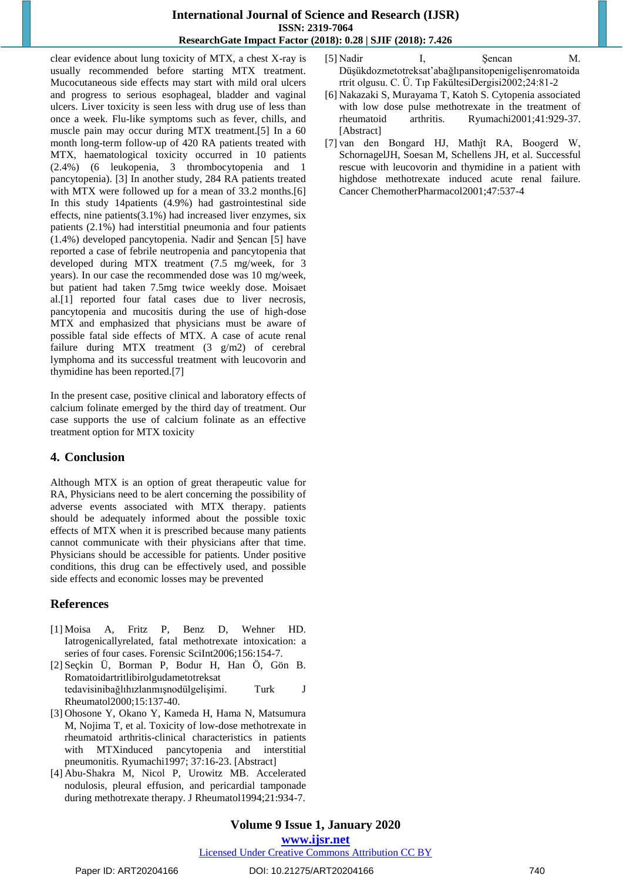clear evidence about lung toxicity of MTX, a chest X-ray is usually recommended before starting MTX treatment. Mucocutaneous side effects may start with mild oral ulcers and progress to serious esophageal, bladder and vaginal ulcers. Liver toxicity is seen less with drug use of less than once a week. Flu-like symptoms such as fever, chills, and muscle pain may occur during MTX treatment.[5] In a 60 month long-term follow-up of 420 RA patients treated with MTX, haematological toxicity occurred in 10 patients (2.4%) (6 leukopenia, 3 thrombocytopenia and 1 pancytopenia). [3] In another study, 284 RA patients treated with MTX were followed up for a mean of 33.2 months.[6] In this study 14patients (4.9%) had gastrointestinal side effects, nine patients(3.1%) had increased liver enzymes, six patients (2.1%) had interstitial pneumonia and four patients (1.4%) developed pancytopenia. Nadir and Şencan [5] have reported a case of febrile neutropenia and pancytopenia that developed during MTX treatment (7.5 mg/week, for 3 years). In our case the recommended dose was 10 mg/week, but patient had taken 7.5mg twice weekly dose. Moisaet al.[1] reported four fatal cases due to liver necrosis, pancytopenia and mucositis during the use of high-dose MTX and emphasized that physicians must be aware of possible fatal side effects of MTX. A case of acute renal failure during MTX treatment (3 g/m2) of cerebral lymphoma and its successful treatment with leucovorin and thymidine has been reported.[7]

In the present case, positive clinical and laboratory effects of calcium folinate emerged by the third day of treatment. Our case supports the use of calcium folinate as an effective treatment option for MTX toxicity

## 4. Conclusion

Although MTX is an option of great therapeutic value for RA, Physicians need to be alert concerning the possibility of adverse events associated with MTX therapy. patients should be adequately informed about the possible toxic effects of MTX when it is prescribed because many patients cannot communicate with their physicians after that time. Physicians should be accessible for patients. Under positive conditions, this drug can be effectively used, and possible side effects and economic losses may be prevented

## References

[1] Moisa A, Fritz P, Benz D, Wehner HD. Iatrogenicallyrelated, fatal methotrexate intoxication: a series of four cases. Forensic SciInt2006;156:154-7.

[2] Seçkin Ü, Borman P, Bodur H, Han Ö, Gön B. Romatoidartritlibirolgudametotreksat tedavisinibağlıhızlanmışnodülgelişimi. Turk J Rheumatol2000;15:137-40.

[3] Ohosone Y, Okano Y, Kameda H, Hama N, Matsumura M, Nojima T, et al. Toxicity of low-dose methotrexate in rheumatoid arthritis-clinical characteristics in patients with MTXinduced pancytopenia and interstitial pneumonitis. Ryumachi1997; 37:16-23. [Abstract]

[4] Abu-Shakra M, Nicol P, Urowitz MB. Accelerated nodulosis, pleural effusion, and pericardial tamponade during methotrexate therapy. J Rheumatol1994;21:934-7.

[5] Nadir I, Şencan M. Düşükdozmetotreksat'abağlıpansitopenigelişenromatoidartrit olgusu. C. Ü. Tıp FakültesiDergisi2002;24:81-2

[6] Nakazaki S, Murayama T, Katoh S. Cytopenia associated with low dose pulse methotrexate in the treatment of rheumatoid arthritis. Ryumachi2001;41:929-37. [Abstract]

[7] van den Bongard HJ, Mathȋt RA, Boogerd W, SchornagelJH, Soesan M, Schellens JH, et al. Successful rescue with leucovorin and thymidine in a patient with highdose methotrexate induced acute renal failure. Cancer ChemotherPharmacol2001;47:537-4